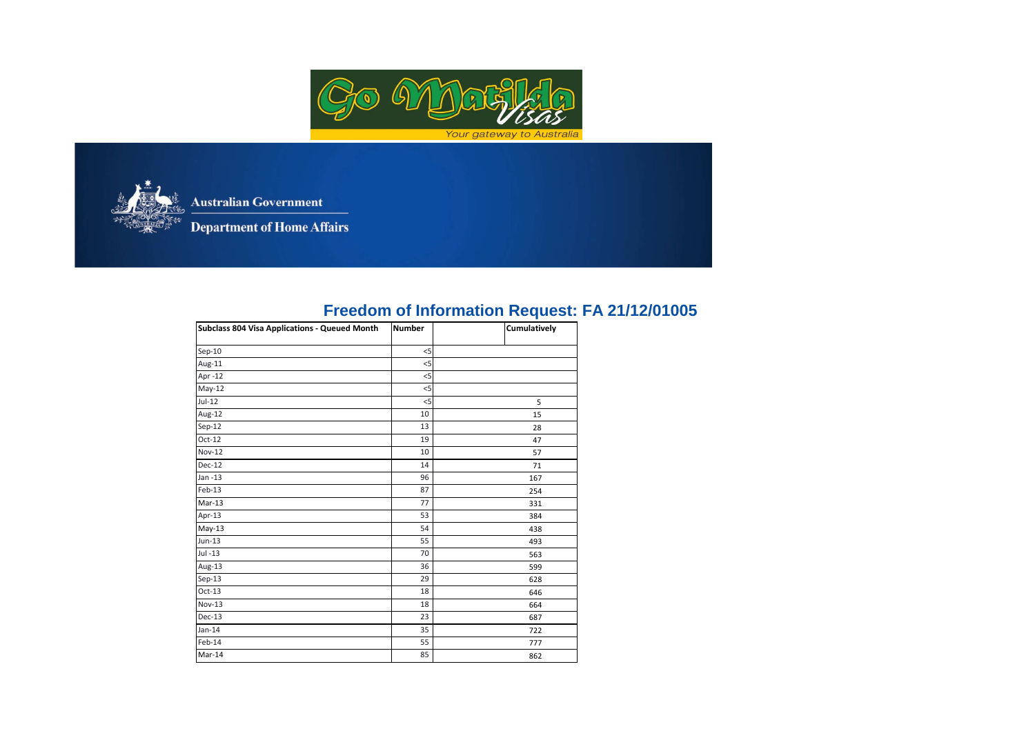Go Matilda Visas

Your gateway to Australia

Australian Government

Department of Home Affairs

## Freedom of Information Request: FA 21/12/01005

| Subclass 804 Visa Applications - Queued Month | Number | Cumulatively |
|---|---|---|
| Sep-10 | <5 | |
| Aug-11 | <5 | |
| Apr -12 | <5 | |
| May-12 | <5 | |
| Jul-12 | <5 | 5 |
| Aug-12 | 10 | 15 |
| Sep-12 | 13 | 28 |
| Oct-12 | 19 | 47 |
| Nov-12 | 10 | 57 |
| Dec-12 | 14 | 71 |
| Jan -13 | 96 | 167 |
| Feb-13 | 87 | 254 |
| Mar-13 | 77 | 331 |
| Apr-13 | 53 | 384 |
| May-13 | 54 | 438 |
| Jun-13 | 55 | 493 |
| Jul -13 | 70 | 563 |
| Aug-13 | 36 | 599 |
| Sep-13 | 29 | 628 |
| Oct-13 | 18 | 646 |
| Nov-13 | 18 | 664 |
| Dec-13 | 23 | 687 |
| Jan-14 | 35 | 722 |
| Feb-14 | 55 | 777 |
| Mar-14 | 85 | 862 |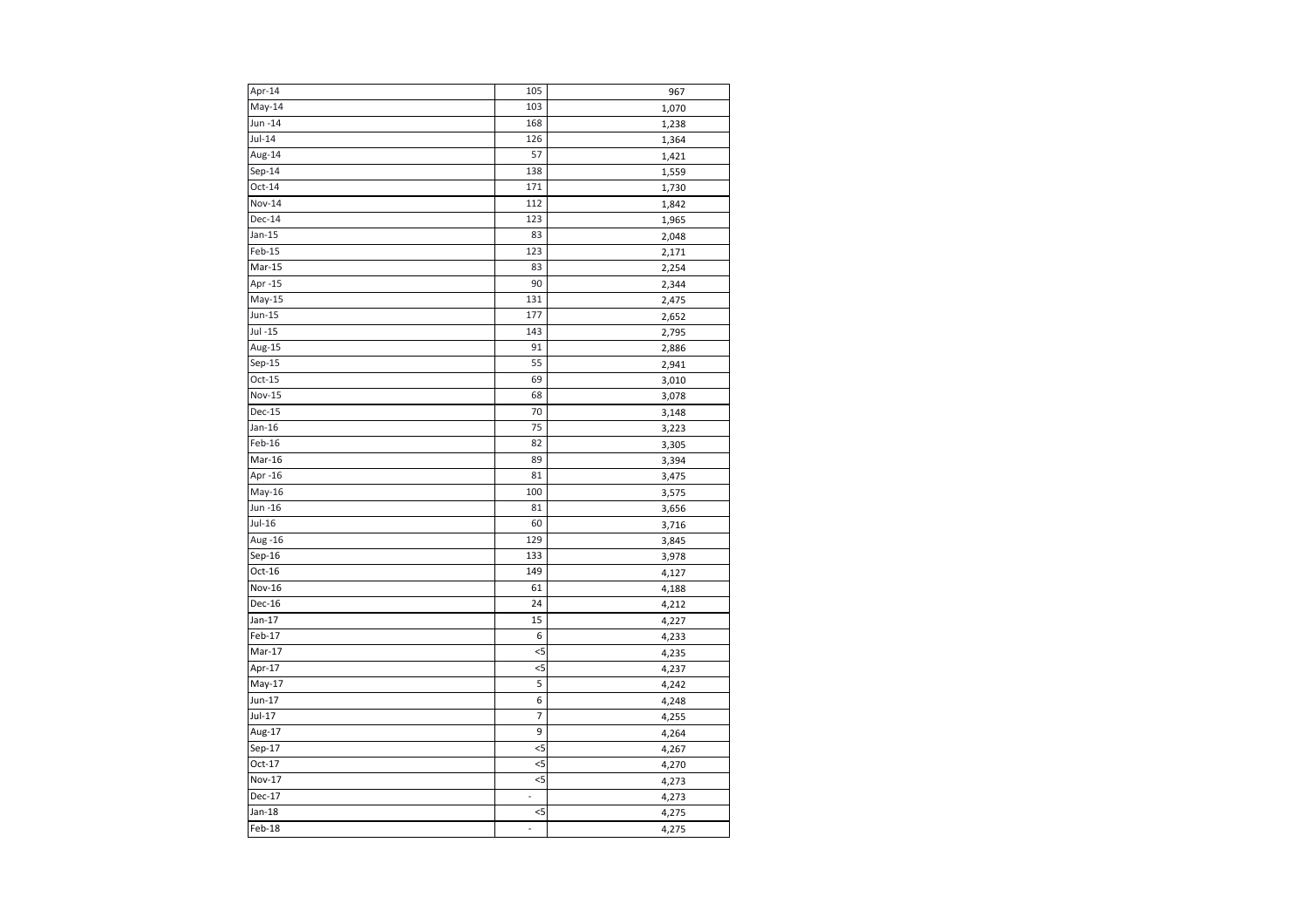| | | |
|---|---|---|
| Apr-14 | 105 | 967 |
| May-14 | 103 | 1,070 |
| Jun -14 | 168 | 1,238 |
| Jul-14 | 126 | 1,364 |
| Aug-14 | 57 | 1,421 |
| Sep-14 | 138 | 1,559 |
| Oct-14 | 171 | 1,730 |
| Nov-14 | 112 | 1,842 |
| Dec-14 | 123 | 1,965 |
| Jan-15 | 83 | 2,048 |
| Feb-15 | 123 | 2,171 |
| Mar-15 | 83 | 2,254 |
| Apr -15 | 90 | 2,344 |
| May-15 | 131 | 2,475 |
| Jun-15 | 177 | 2,652 |
| Jul -15 | 143 | 2,795 |
| Aug-15 | 91 | 2,886 |
| Sep-15 | 55 | 2,941 |
| Oct-15 | 69 | 3,010 |
| Nov-15 | 68 | 3,078 |
| Dec-15 | 70 | 3,148 |
| Jan-16 | 75 | 3,223 |
| Feb-16 | 82 | 3,305 |
| Mar-16 | 89 | 3,394 |
| Apr -16 | 81 | 3,475 |
| May-16 | 100 | 3,575 |
| Jun -16 | 81 | 3,656 |
| Jul-16 | 60 | 3,716 |
| Aug -16 | 129 | 3,845 |
| Sep-16 | 133 | 3,978 |
| Oct-16 | 149 | 4,127 |
| Nov-16 | 61 | 4,188 |
| Dec-16 | 24 | 4,212 |
| Jan-17 | 15 | 4,227 |
| Feb-17 | 6 | 4,233 |
| Mar-17 | <5 | 4,235 |
| Apr-17 | <5 | 4,237 |
| May-17 | 5 | 4,242 |
| Jun-17 | 6 | 4,248 |
| Jul-17 | 7 | 4,255 |
| Aug-17 | 9 | 4,264 |
| Sep-17 | <5 | 4,267 |
| Oct-17 | <5 | 4,270 |
| Nov-17 | <5 | 4,273 |
| Dec-17 | - | 4,273 |
| Jan-18 | <5 | 4,275 |
| Feb-18 | - | 4,275 |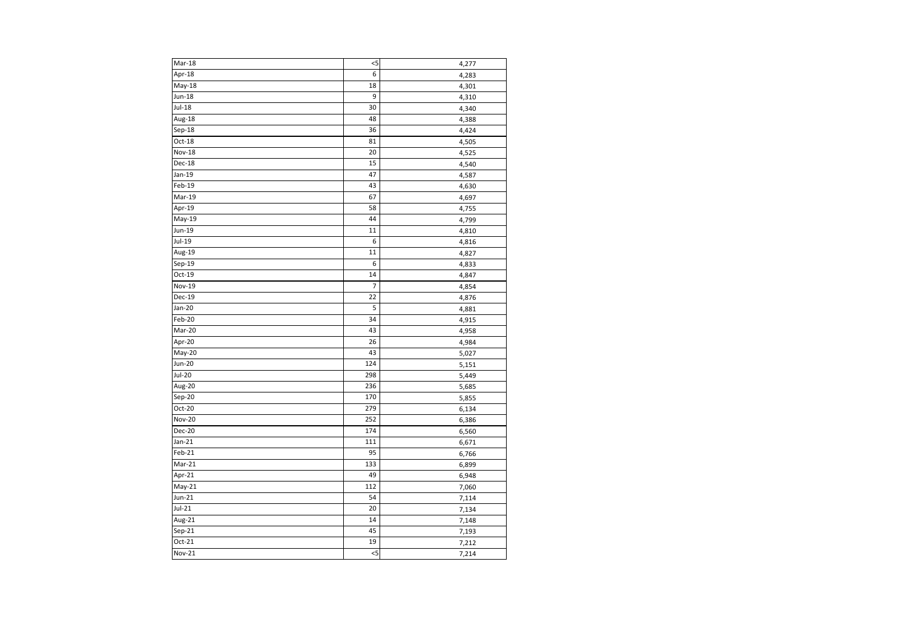| | | |
|---|---|---|
| Mar-18 | <5 | 4,277 |
| Apr-18 | 6 | 4,283 |
| May-18 | 18 | 4,301 |
| Jun-18 | 9 | 4,310 |
| Jul-18 | 30 | 4,340 |
| Aug-18 | 48 | 4,388 |
| Sep-18 | 36 | 4,424 |
| Oct-18 | 81 | 4,505 |
| Nov-18 | 20 | 4,525 |
| Dec-18 | 15 | 4,540 |
| Jan-19 | 47 | 4,587 |
| Feb-19 | 43 | 4,630 |
| Mar-19 | 67 | 4,697 |
| Apr-19 | 58 | 4,755 |
| May-19 | 44 | 4,799 |
| Jun-19 | 11 | 4,810 |
| Jul-19 | 6 | 4,816 |
| Aug-19 | 11 | 4,827 |
| Sep-19 | 6 | 4,833 |
| Oct-19 | 14 | 4,847 |
| Nov-19 | 7 | 4,854 |
| Dec-19 | 22 | 4,876 |
| Jan-20 | 5 | 4,881 |
| Feb-20 | 34 | 4,915 |
| Mar-20 | 43 | 4,958 |
| Apr-20 | 26 | 4,984 |
| May-20 | 43 | 5,027 |
| Jun-20 | 124 | 5,151 |
| Jul-20 | 298 | 5,449 |
| Aug-20 | 236 | 5,685 |
| Sep-20 | 170 | 5,855 |
| Oct-20 | 279 | 6,134 |
| Nov-20 | 252 | 6,386 |
| Dec-20 | 174 | 6,560 |
| Jan-21 | 111 | 6,671 |
| Feb-21 | 95 | 6,766 |
| Mar-21 | 133 | 6,899 |
| Apr-21 | 49 | 6,948 |
| May-21 | 112 | 7,060 |
| Jun-21 | 54 | 7,114 |
| Jul-21 | 20 | 7,134 |
| Aug-21 | 14 | 7,148 |
| Sep-21 | 45 | 7,193 |
| Oct-21 | 19 | 7,212 |
| Nov-21 | <5 | 7,214 |